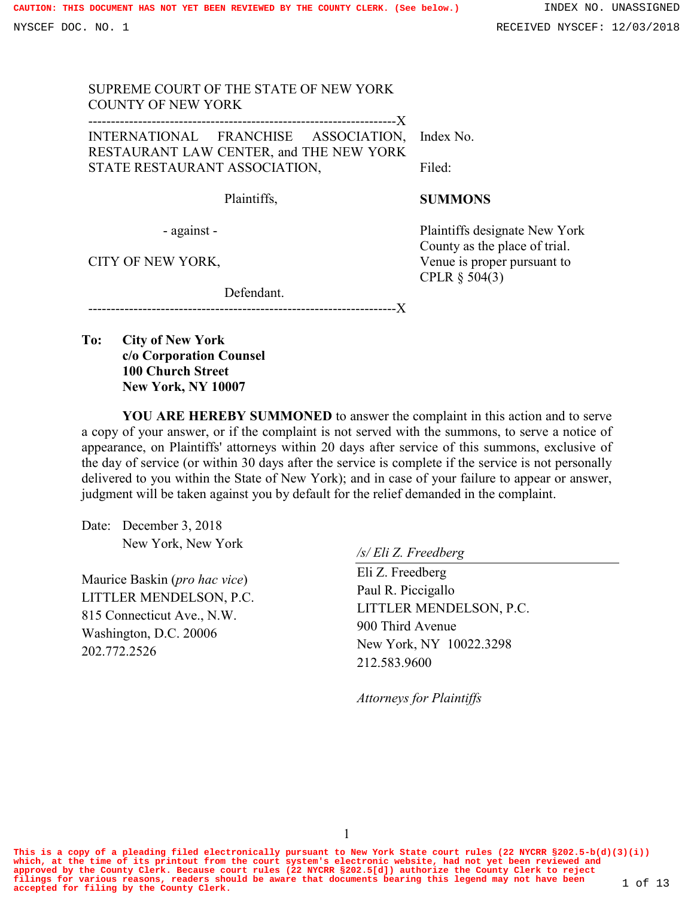SUPREME COURT OF THE STATE OF NEW YORK
COUNTY OF NEW YORK

---

INTERNATIONAL FRANCHISE ASSOCIATION, RESTAURANT LAW CENTER, and THE NEW YORK STATE RESTAURANT ASSOCIATION,

Plaintiffs,

\- against -

CITY OF NEW YORK,

Defendant.

---

Index No.

Filed:

**SUMMONS**

Plaintiffs designate New York County as the place of trial. Venue is proper pursuant to CPLR § 504(3)

**To: City of New York**
**c/o Corporation Counsel**
**100 Church Street**
**New York, NY 10007**

**YOU ARE HEREBY SUMMONED** to answer the complaint in this action and to serve a copy of your answer, or if the complaint is not served with the summons, to serve a notice of appearance, on Plaintiffs' attorneys within 20 days after service of this summons, exclusive of the day of service (or within 30 days after the service is complete if the service is not personally delivered to you within the State of New York); and in case of your failure to appear or answer, judgment will be taken against you by default for the relief demanded in the complaint.

Date: December 3, 2018
New York, New York

*/s/ Eli Z. Freedberg*

Eli Z. Freedberg
Paul R. Piccigallo
LITTLER MENDELSON, P.C.
900 Third Avenue
New York, NY 10022.3298
212.583.9600

Maurice Baskin (*pro hac vice*)
LITTLER MENDELSON, P.C.
815 Connecticut Ave., N.W.
Washington, D.C. 20006
202.772.2526

*Attorneys for Plaintiffs*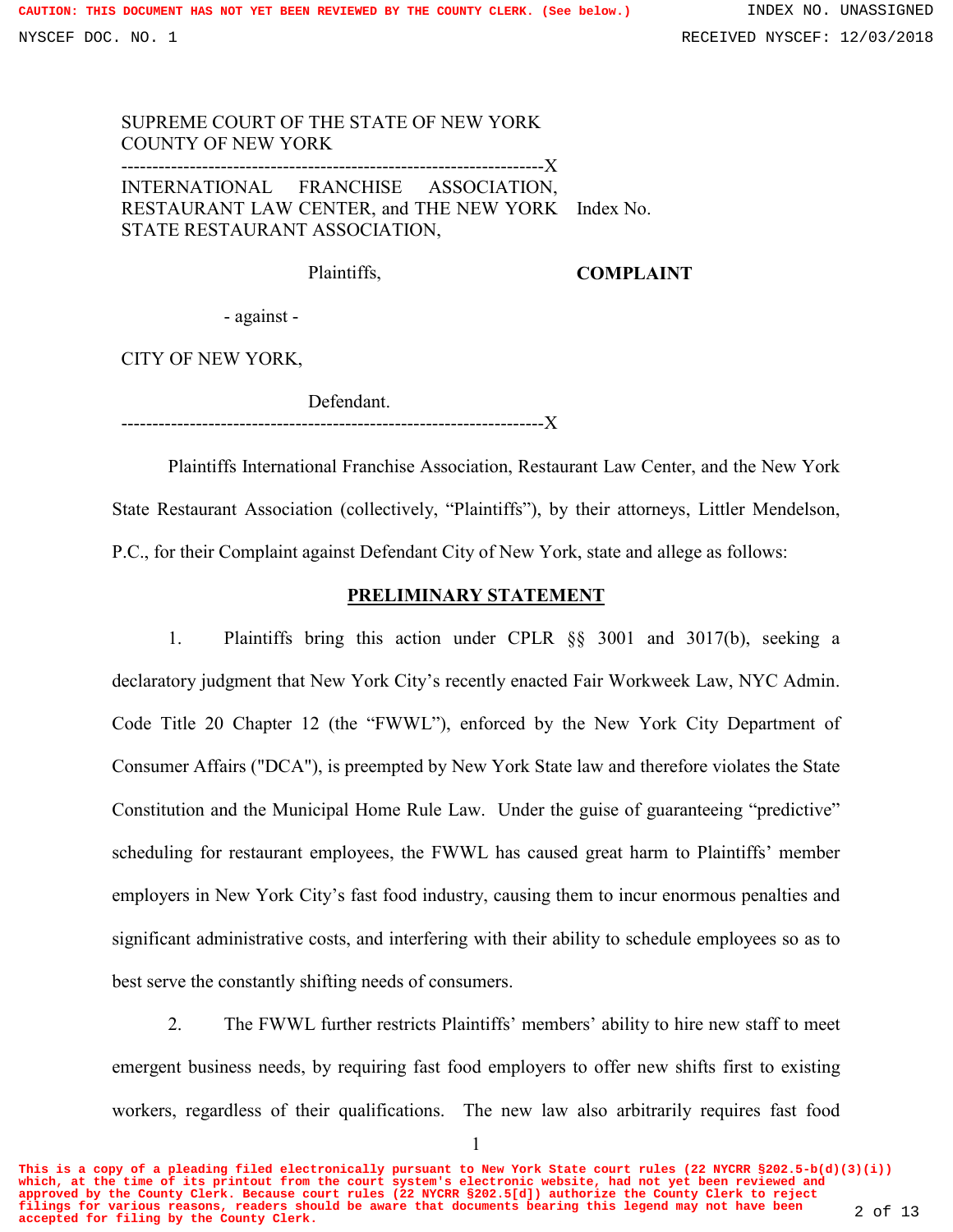SUPREME COURT OF THE STATE OF NEW YORK
COUNTY OF NEW YORK

---------------------------------------------------------------------X

INTERNATIONAL FRANCHISE ASSOCIATION, RESTAURANT LAW CENTER, and THE NEW YORK STATE RESTAURANT ASSOCIATION,

Plaintiffs,

- against -

CITY OF NEW YORK,

Defendant.

---------------------------------------------------------------------X

Index No.

**COMPLAINT**

Plaintiffs International Franchise Association, Restaurant Law Center, and the New York State Restaurant Association (collectively, "Plaintiffs"), by their attorneys, Littler Mendelson, P.C., for their Complaint against Defendant City of New York, state and allege as follows:

## PRELIMINARY STATEMENT

1. Plaintiffs bring this action under CPLR §§ 3001 and 3017(b), seeking a declaratory judgment that New York City's recently enacted Fair Workweek Law, NYC Admin. Code Title 20 Chapter 12 (the "FWWL"), enforced by the New York City Department of Consumer Affairs ("DCA"), is preempted by New York State law and therefore violates the State Constitution and the Municipal Home Rule Law. Under the guise of guaranteeing "predictive" scheduling for restaurant employees, the FWWL has caused great harm to Plaintiffs' member employers in New York City's fast food industry, causing them to incur enormous penalties and significant administrative costs, and interfering with their ability to schedule employees so as to best serve the constantly shifting needs of consumers.

2. The FWWL further restricts Plaintiffs' members' ability to hire new staff to meet emergent business needs, by requiring fast food employers to offer new shifts first to existing workers, regardless of their qualifications. The new law also arbitrarily requires fast food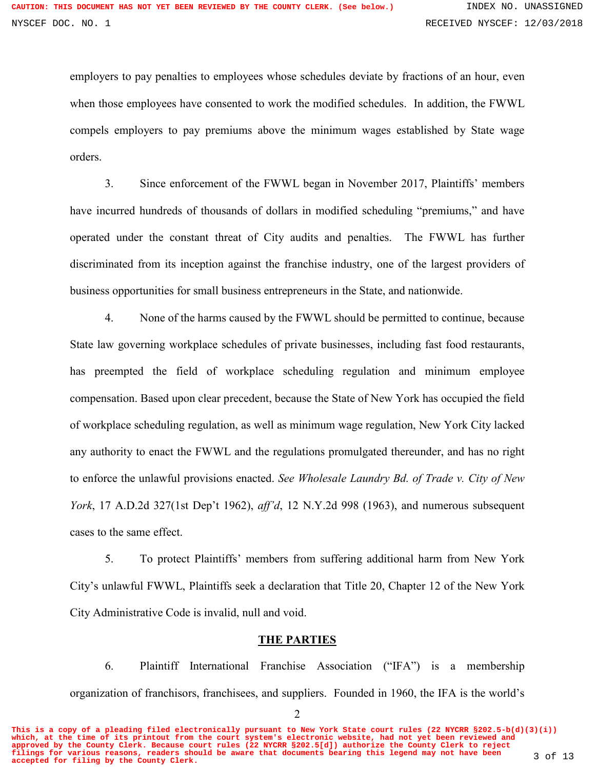employers to pay penalties to employees whose schedules deviate by fractions of an hour, even when those employees have consented to work the modified schedules. In addition, the FWWL compels employers to pay premiums above the minimum wages established by State wage orders.

3. Since enforcement of the FWWL began in November 2017, Plaintiffs' members have incurred hundreds of thousands of dollars in modified scheduling "premiums," and have operated under the constant threat of City audits and penalties. The FWWL has further discriminated from its inception against the franchise industry, one of the largest providers of business opportunities for small business entrepreneurs in the State, and nationwide.

4. None of the harms caused by the FWWL should be permitted to continue, because State law governing workplace schedules of private businesses, including fast food restaurants, has preempted the field of workplace scheduling regulation and minimum employee compensation. Based upon clear precedent, because the State of New York has occupied the field of workplace scheduling regulation, as well as minimum wage regulation, New York City lacked any authority to enact the FWWL and the regulations promulgated thereunder, and has no right to enforce the unlawful provisions enacted. *See Wholesale Laundry Bd. of Trade v. City of New York*, 17 A.D.2d 327(1st Dep't 1962), *aff'd*, 12 N.Y.2d 998 (1963), and numerous subsequent cases to the same effect.

5. To protect Plaintiffs' members from suffering additional harm from New York City's unlawful FWWL, Plaintiffs seek a declaration that Title 20, Chapter 12 of the New York City Administrative Code is invalid, null and void.

## THE PARTIES

6. Plaintiff International Franchise Association ("IFA") is a membership organization of franchisors, franchisees, and suppliers. Founded in 1960, the IFA is the world's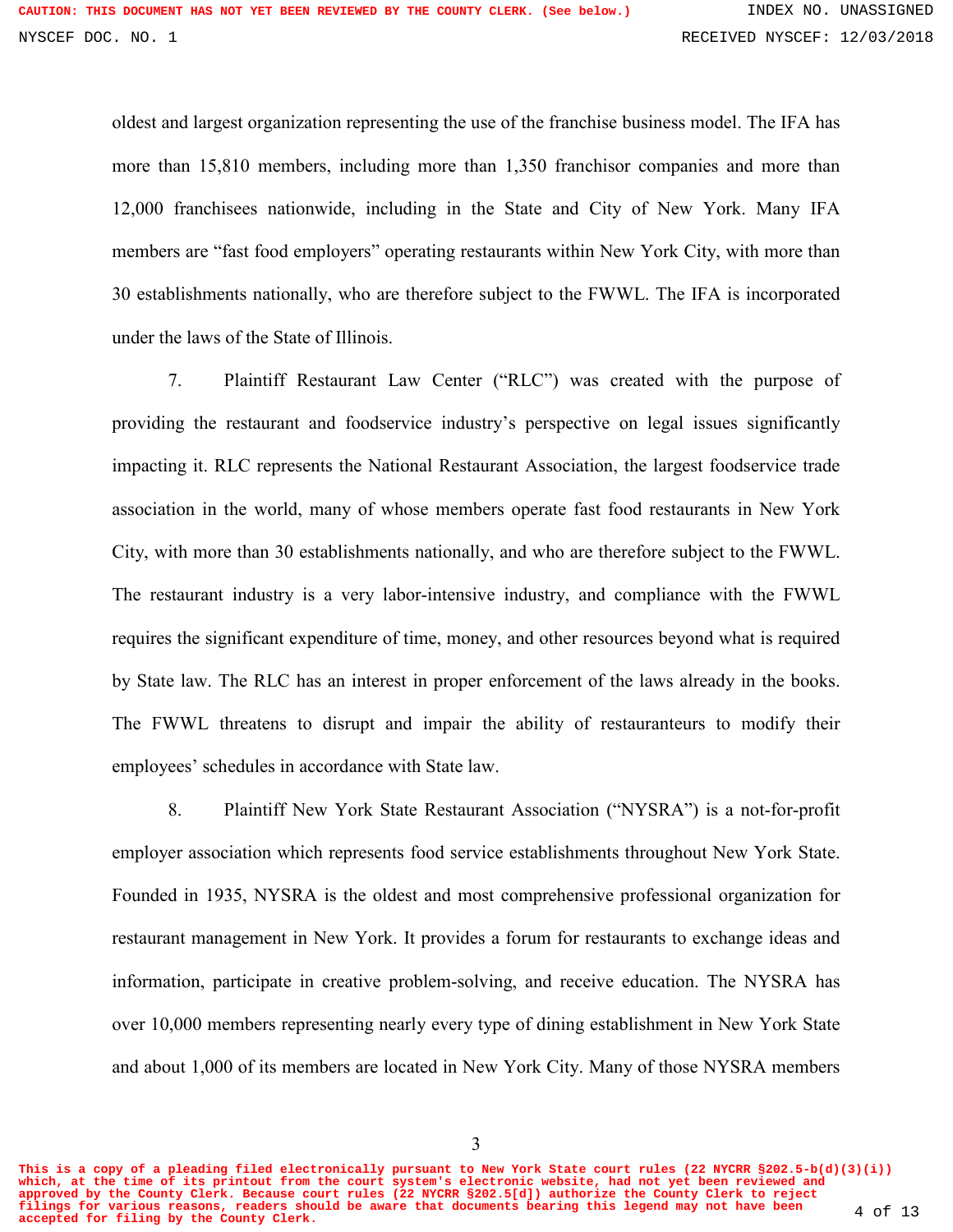oldest and largest organization representing the use of the franchise business model. The IFA has more than 15,810 members, including more than 1,350 franchisor companies and more than 12,000 franchisees nationwide, including in the State and City of New York. Many IFA members are "fast food employers" operating restaurants within New York City, with more than 30 establishments nationally, who are therefore subject to the FWWL. The IFA is incorporated under the laws of the State of Illinois.

7. Plaintiff Restaurant Law Center ("RLC") was created with the purpose of providing the restaurant and foodservice industry's perspective on legal issues significantly impacting it. RLC represents the National Restaurant Association, the largest foodservice trade association in the world, many of whose members operate fast food restaurants in New York City, with more than 30 establishments nationally, and who are therefore subject to the FWWL. The restaurant industry is a very labor-intensive industry, and compliance with the FWWL requires the significant expenditure of time, money, and other resources beyond what is required by State law. The RLC has an interest in proper enforcement of the laws already in the books. The FWWL threatens to disrupt and impair the ability of restauranteurs to modify their employees' schedules in accordance with State law.

8. Plaintiff New York State Restaurant Association ("NYSRA") is a not-for-profit employer association which represents food service establishments throughout New York State. Founded in 1935, NYSRA is the oldest and most comprehensive professional organization for restaurant management in New York. It provides a forum for restaurants to exchange ideas and information, participate in creative problem-solving, and receive education. The NYSRA has over 10,000 members representing nearly every type of dining establishment in New York State and about 1,000 of its members are located in New York City. Many of those NYSRA members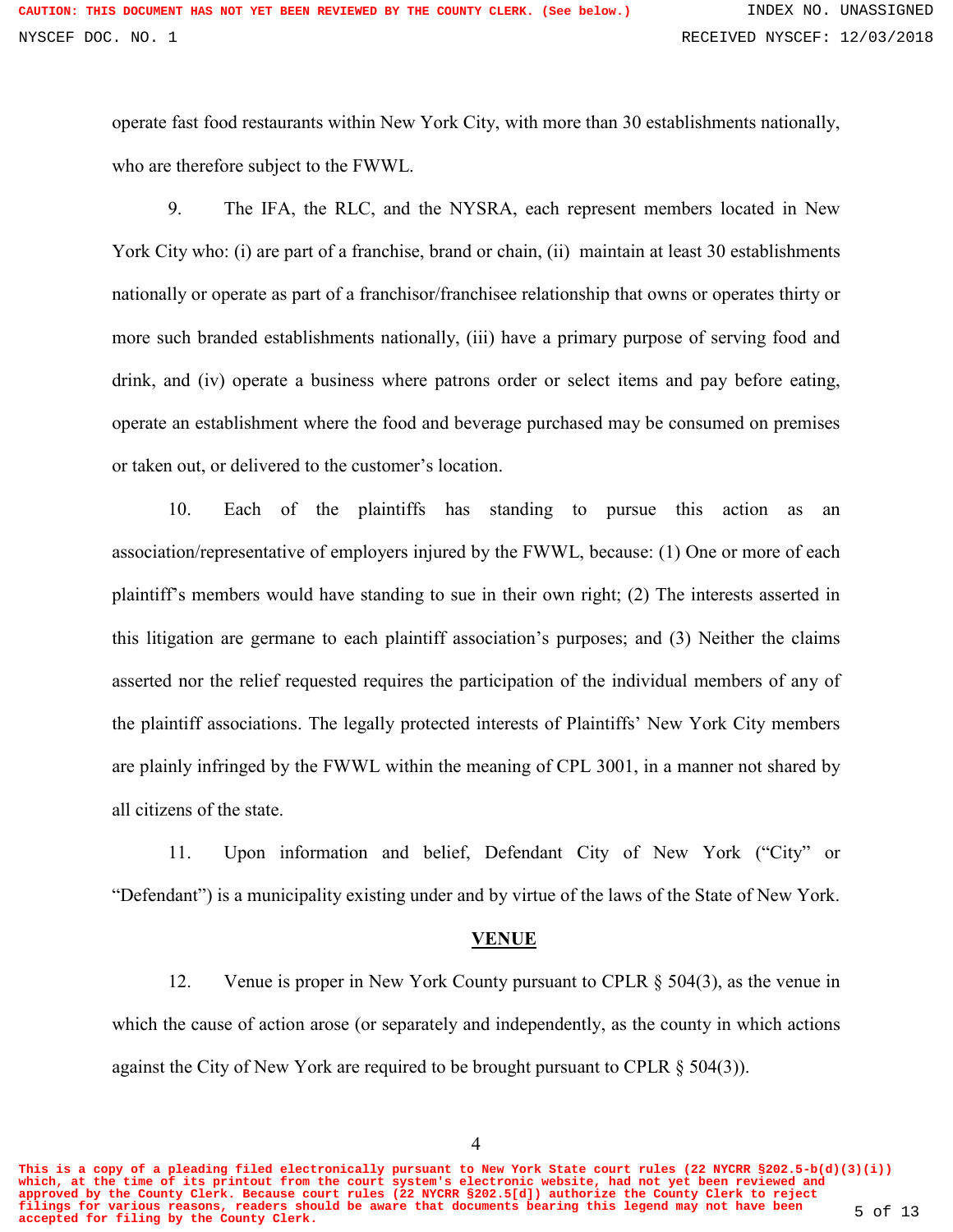operate fast food restaurants within New York City, with more than 30 establishments nationally, who are therefore subject to the FWWL.

9. The IFA, the RLC, and the NYSRA, each represent members located in New York City who: (i) are part of a franchise, brand or chain, (ii) maintain at least 30 establishments nationally or operate as part of a franchisor/franchisee relationship that owns or operates thirty or more such branded establishments nationally, (iii) have a primary purpose of serving food and drink, and (iv) operate a business where patrons order or select items and pay before eating, operate an establishment where the food and beverage purchased may be consumed on premises or taken out, or delivered to the customer's location.

10. Each of the plaintiffs has standing to pursue this action as an association/representative of employers injured by the FWWL, because: (1) One or more of each plaintiff's members would have standing to sue in their own right; (2) The interests asserted in this litigation are germane to each plaintiff association's purposes; and (3) Neither the claims asserted nor the relief requested requires the participation of the individual members of any of the plaintiff associations. The legally protected interests of Plaintiffs' New York City members are plainly infringed by the FWWL within the meaning of CPL 3001, in a manner not shared by all citizens of the state.

11. Upon information and belief, Defendant City of New York ("City" or "Defendant") is a municipality existing under and by virtue of the laws of the State of New York.

## VENUE

12. Venue is proper in New York County pursuant to CPLR § 504(3), as the venue in which the cause of action arose (or separately and independently, as the county in which actions against the City of New York are required to be brought pursuant to CPLR § 504(3)).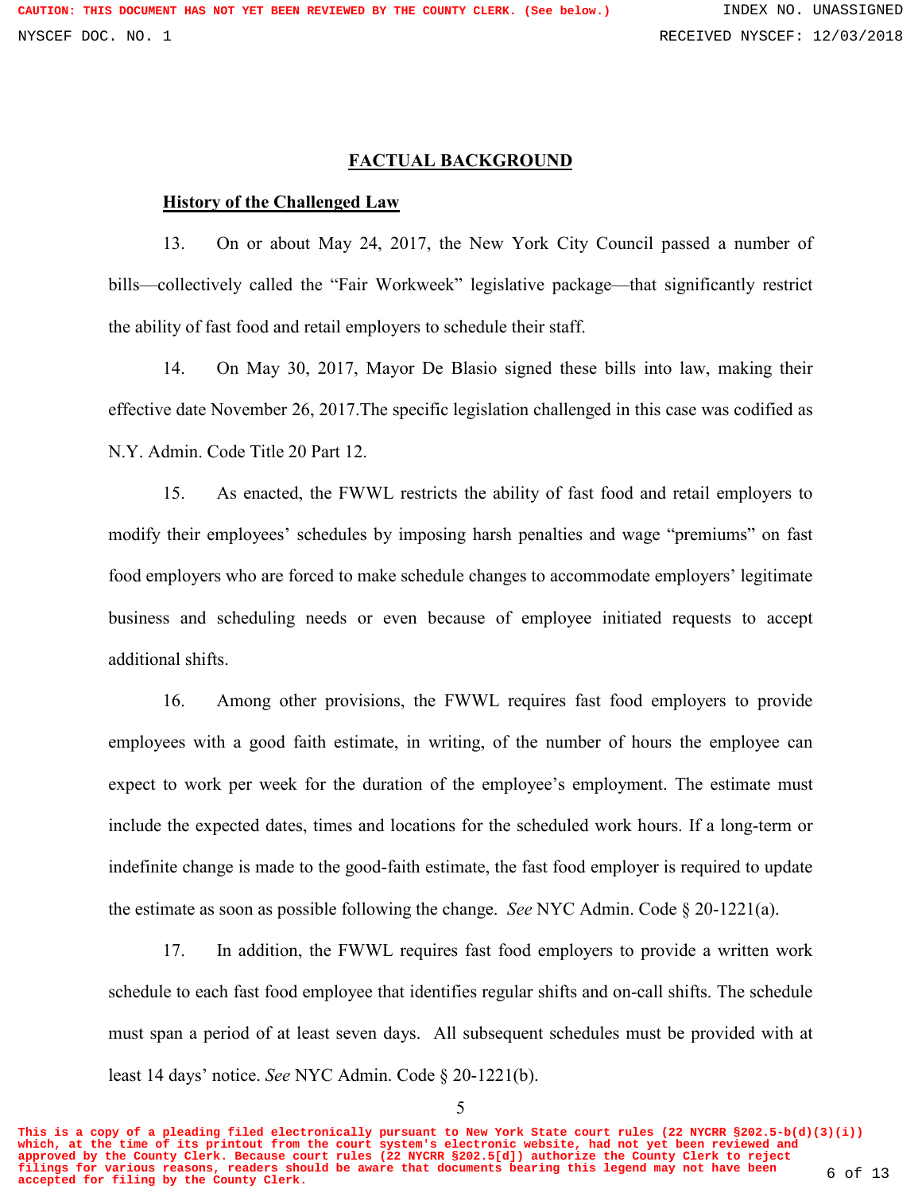## FACTUAL BACKGROUND

### History of the Challenged Law

13. On or about May 24, 2017, the New York City Council passed a number of bills—collectively called the "Fair Workweek" legislative package—that significantly restrict the ability of fast food and retail employers to schedule their staff.

14. On May 30, 2017, Mayor De Blasio signed these bills into law, making their effective date November 26, 2017.The specific legislation challenged in this case was codified as N.Y. Admin. Code Title 20 Part 12.

15. As enacted, the FWWL restricts the ability of fast food and retail employers to modify their employees' schedules by imposing harsh penalties and wage "premiums" on fast food employers who are forced to make schedule changes to accommodate employers' legitimate business and scheduling needs or even because of employee initiated requests to accept additional shifts.

16. Among other provisions, the FWWL requires fast food employers to provide employees with a good faith estimate, in writing, of the number of hours the employee can expect to work per week for the duration of the employee's employment. The estimate must include the expected dates, times and locations for the scheduled work hours. If a long-term or indefinite change is made to the good-faith estimate, the fast food employer is required to update the estimate as soon as possible following the change. *See* NYC Admin. Code § 20-1221(a).

17. In addition, the FWWL requires fast food employers to provide a written work schedule to each fast food employee that identifies regular shifts and on-call shifts. The schedule must span a period of at least seven days. All subsequent schedules must be provided with at least 14 days' notice. *See* NYC Admin. Code § 20-1221(b).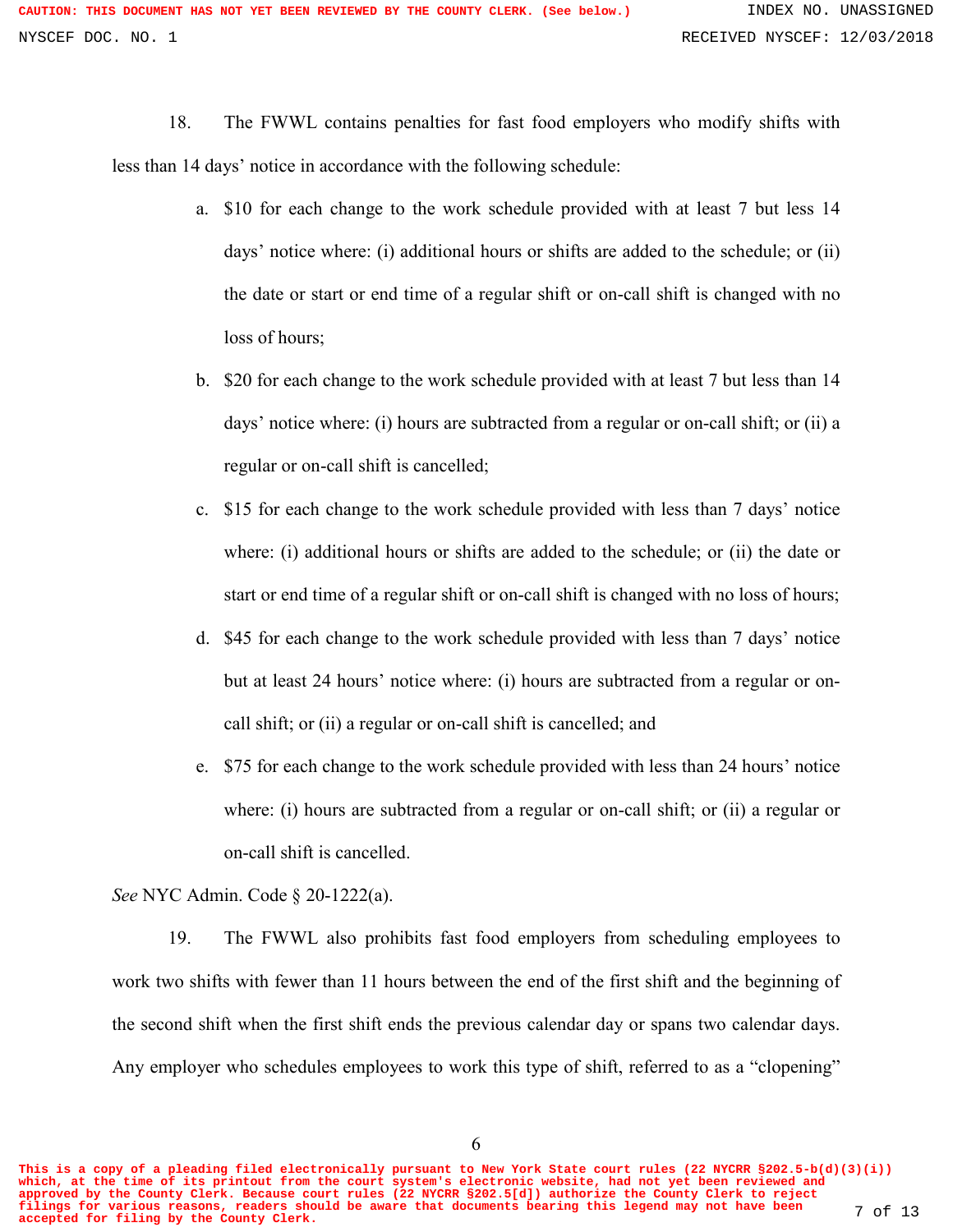18. The FWWL contains penalties for fast food employers who modify shifts with less than 14 days' notice in accordance with the following schedule:

a. $10 for each change to the work schedule provided with at least 7 but less 14 days' notice where: (i) additional hours or shifts are added to the schedule; or (ii) the date or start or end time of a regular shift or on-call shift is changed with no loss of hours;

b. $20 for each change to the work schedule provided with at least 7 but less than 14 days' notice where: (i) hours are subtracted from a regular or on-call shift; or (ii) a regular or on-call shift is cancelled;

c. $15 for each change to the work schedule provided with less than 7 days' notice where: (i) additional hours or shifts are added to the schedule; or (ii) the date or start or end time of a regular shift or on-call shift is changed with no loss of hours;

d. $45 for each change to the work schedule provided with less than 7 days' notice but at least 24 hours' notice where: (i) hours are subtracted from a regular or on-call shift; or (ii) a regular or on-call shift is cancelled; and

e. $75 for each change to the work schedule provided with less than 24 hours' notice where: (i) hours are subtracted from a regular or on-call shift; or (ii) a regular or on-call shift is cancelled.

*See* NYC Admin. Code § 20-1222(a).

19. The FWWL also prohibits fast food employers from scheduling employees to work two shifts with fewer than 11 hours between the end of the first shift and the beginning of the second shift when the first shift ends the previous calendar day or spans two calendar days. Any employer who schedules employees to work this type of shift, referred to as a "clopening"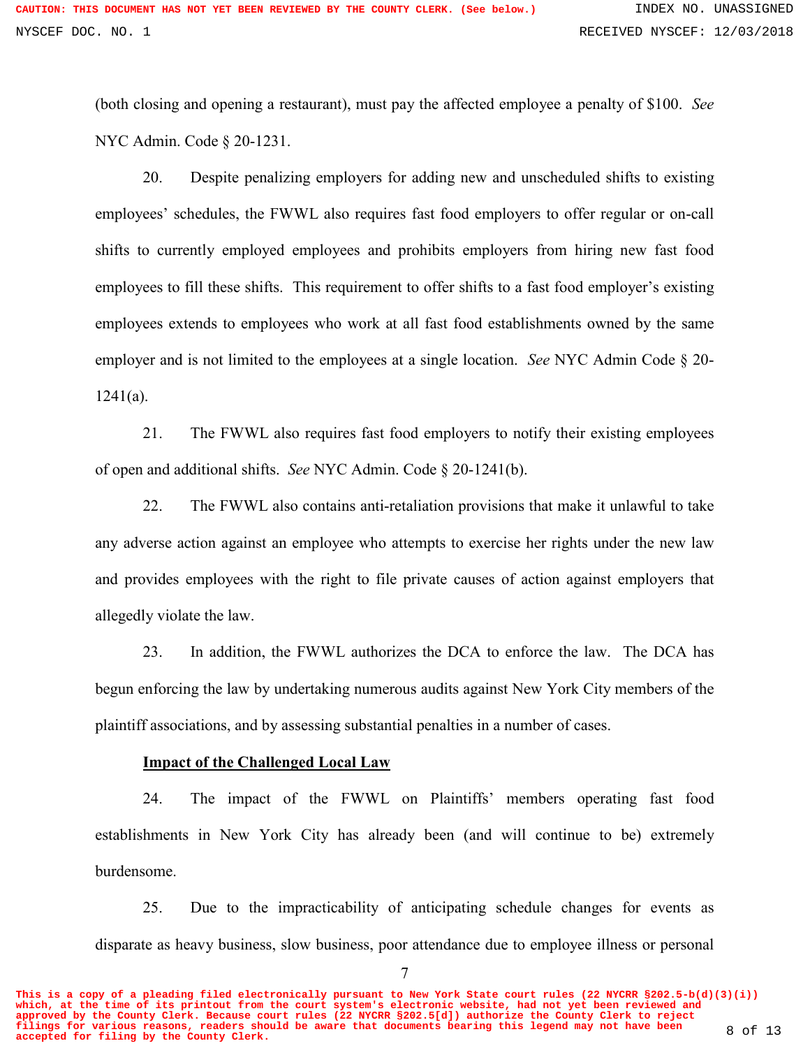(both closing and opening a restaurant), must pay the affected employee a penalty of $100. *See* NYC Admin. Code § 20-1231.

20. Despite penalizing employers for adding new and unscheduled shifts to existing employees' schedules, the FWWL also requires fast food employers to offer regular or on-call shifts to currently employed employees and prohibits employers from hiring new fast food employees to fill these shifts. This requirement to offer shifts to a fast food employer's existing employees extends to employees who work at all fast food establishments owned by the same employer and is not limited to the employees at a single location. *See* NYC Admin Code § 20-1241(a).

21. The FWWL also requires fast food employers to notify their existing employees of open and additional shifts. *See* NYC Admin. Code § 20-1241(b).

22. The FWWL also contains anti-retaliation provisions that make it unlawful to take any adverse action against an employee who attempts to exercise her rights under the new law and provides employees with the right to file private causes of action against employers that allegedly violate the law.

23. In addition, the FWWL authorizes the DCA to enforce the law. The DCA has begun enforcing the law by undertaking numerous audits against New York City members of the plaintiff associations, and by assessing substantial penalties in a number of cases.

**Impact of the Challenged Local Law**

24. The impact of the FWWL on Plaintiffs' members operating fast food establishments in New York City has already been (and will continue to be) extremely burdensome.

25. Due to the impracticability of anticipating schedule changes for events as disparate as heavy business, slow business, poor attendance due to employee illness or personal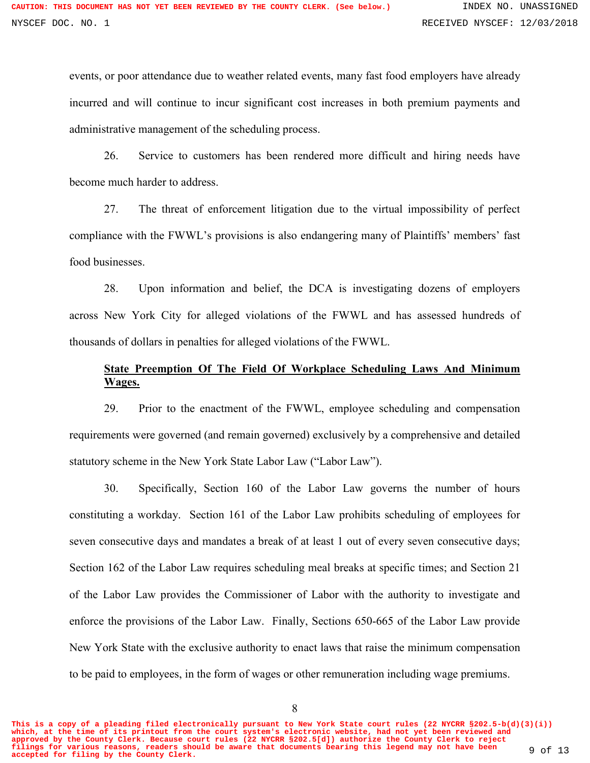events, or poor attendance due to weather related events, many fast food employers have already incurred and will continue to incur significant cost increases in both premium payments and administrative management of the scheduling process.

26. Service to customers has been rendered more difficult and hiring needs have become much harder to address.

27. The threat of enforcement litigation due to the virtual impossibility of perfect compliance with the FWWL's provisions is also endangering many of Plaintiffs' members' fast food businesses.

28. Upon information and belief, the DCA is investigating dozens of employers across New York City for alleged violations of the FWWL and has assessed hundreds of thousands of dollars in penalties for alleged violations of the FWWL.

**State Preemption Of The Field Of Workplace Scheduling Laws And Minimum Wages.**

29. Prior to the enactment of the FWWL, employee scheduling and compensation requirements were governed (and remain governed) exclusively by a comprehensive and detailed statutory scheme in the New York State Labor Law ("Labor Law").

30. Specifically, Section 160 of the Labor Law governs the number of hours constituting a workday. Section 161 of the Labor Law prohibits scheduling of employees for seven consecutive days and mandates a break of at least 1 out of every seven consecutive days; Section 162 of the Labor Law requires scheduling meal breaks at specific times; and Section 21 of the Labor Law provides the Commissioner of Labor with the authority to investigate and enforce the provisions of the Labor Law. Finally, Sections 650-665 of the Labor Law provide New York State with the exclusive authority to enact laws that raise the minimum compensation to be paid to employees, in the form of wages or other remuneration including wage premiums.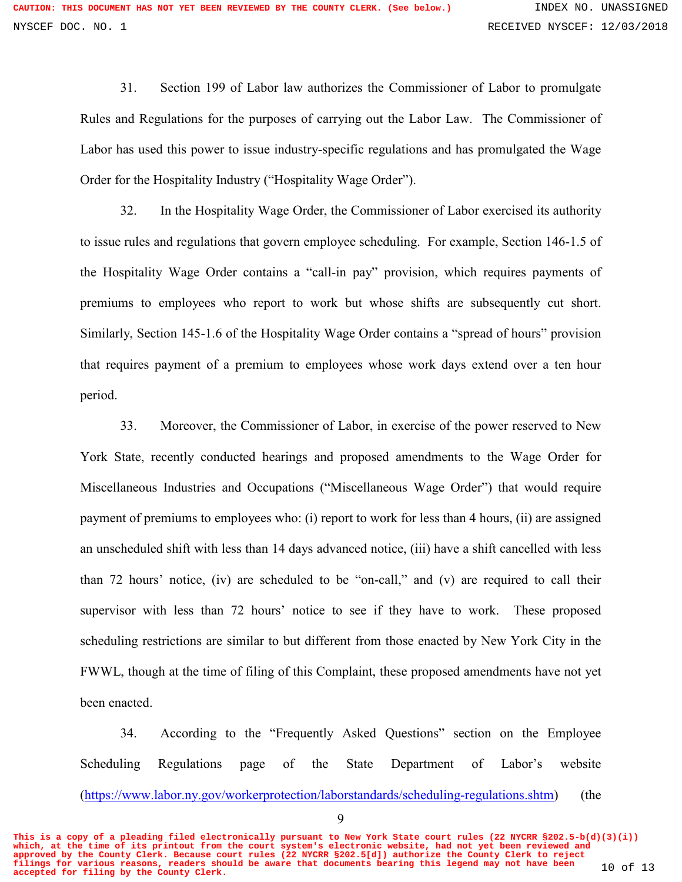31. Section 199 of Labor law authorizes the Commissioner of Labor to promulgate Rules and Regulations for the purposes of carrying out the Labor Law. The Commissioner of Labor has used this power to issue industry-specific regulations and has promulgated the Wage Order for the Hospitality Industry ("Hospitality Wage Order").

32. In the Hospitality Wage Order, the Commissioner of Labor exercised its authority to issue rules and regulations that govern employee scheduling. For example, Section 146-1.5 of the Hospitality Wage Order contains a "call-in pay" provision, which requires payments of premiums to employees who report to work but whose shifts are subsequently cut short. Similarly, Section 145-1.6 of the Hospitality Wage Order contains a "spread of hours" provision that requires payment of a premium to employees whose work days extend over a ten hour period.

33. Moreover, the Commissioner of Labor, in exercise of the power reserved to New York State, recently conducted hearings and proposed amendments to the Wage Order for Miscellaneous Industries and Occupations ("Miscellaneous Wage Order") that would require payment of premiums to employees who: (i) report to work for less than 4 hours, (ii) are assigned an unscheduled shift with less than 14 days advanced notice, (iii) have a shift cancelled with less than 72 hours' notice, (iv) are scheduled to be "on-call," and (v) are required to call their supervisor with less than 72 hours' notice to see if they have to work. These proposed scheduling restrictions are similar to but different from those enacted by New York City in the FWWL, though at the time of filing of this Complaint, these proposed amendments have not yet been enacted.

34. According to the "Frequently Asked Questions" section on the Employee Scheduling Regulations page of the State Department of Labor's website (https://www.labor.ny.gov/workerprotection/laborstandards/scheduling-regulations.shtm) (the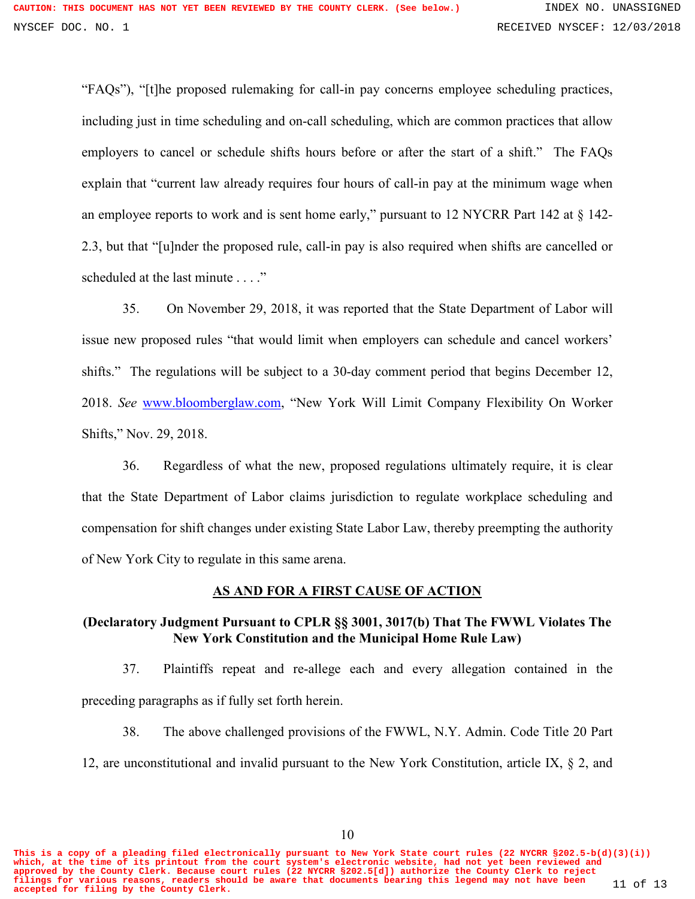"FAQs"), "[t]he proposed rulemaking for call-in pay concerns employee scheduling practices, including just in time scheduling and on-call scheduling, which are common practices that allow employers to cancel or schedule shifts hours before or after the start of a shift." The FAQs explain that "current law already requires four hours of call-in pay at the minimum wage when an employee reports to work and is sent home early," pursuant to 12 NYCRR Part 142 at § 142-2.3, but that "[u]nder the proposed rule, call-in pay is also required when shifts are cancelled or scheduled at the last minute . . . ."

35. On November 29, 2018, it was reported that the State Department of Labor will issue new proposed rules "that would limit when employers can schedule and cancel workers' shifts." The regulations will be subject to a 30-day comment period that begins December 12, 2018. *See* www.bloomberglaw.com, "New York Will Limit Company Flexibility On Worker Shifts," Nov. 29, 2018.

36. Regardless of what the new, proposed regulations ultimately require, it is clear that the State Department of Labor claims jurisdiction to regulate workplace scheduling and compensation for shift changes under existing State Labor Law, thereby preempting the authority of New York City to regulate in this same arena.

## AS AND FOR A FIRST CAUSE OF ACTION

**(Declaratory Judgment Pursuant to CPLR §§ 3001, 3017(b) That The FWWL Violates The New York Constitution and the Municipal Home Rule Law)**

37. Plaintiffs repeat and re-allege each and every allegation contained in the preceding paragraphs as if fully set forth herein.

38. The above challenged provisions of the FWWL, N.Y. Admin. Code Title 20 Part 12, are unconstitutional and invalid pursuant to the New York Constitution, article IX, § 2, and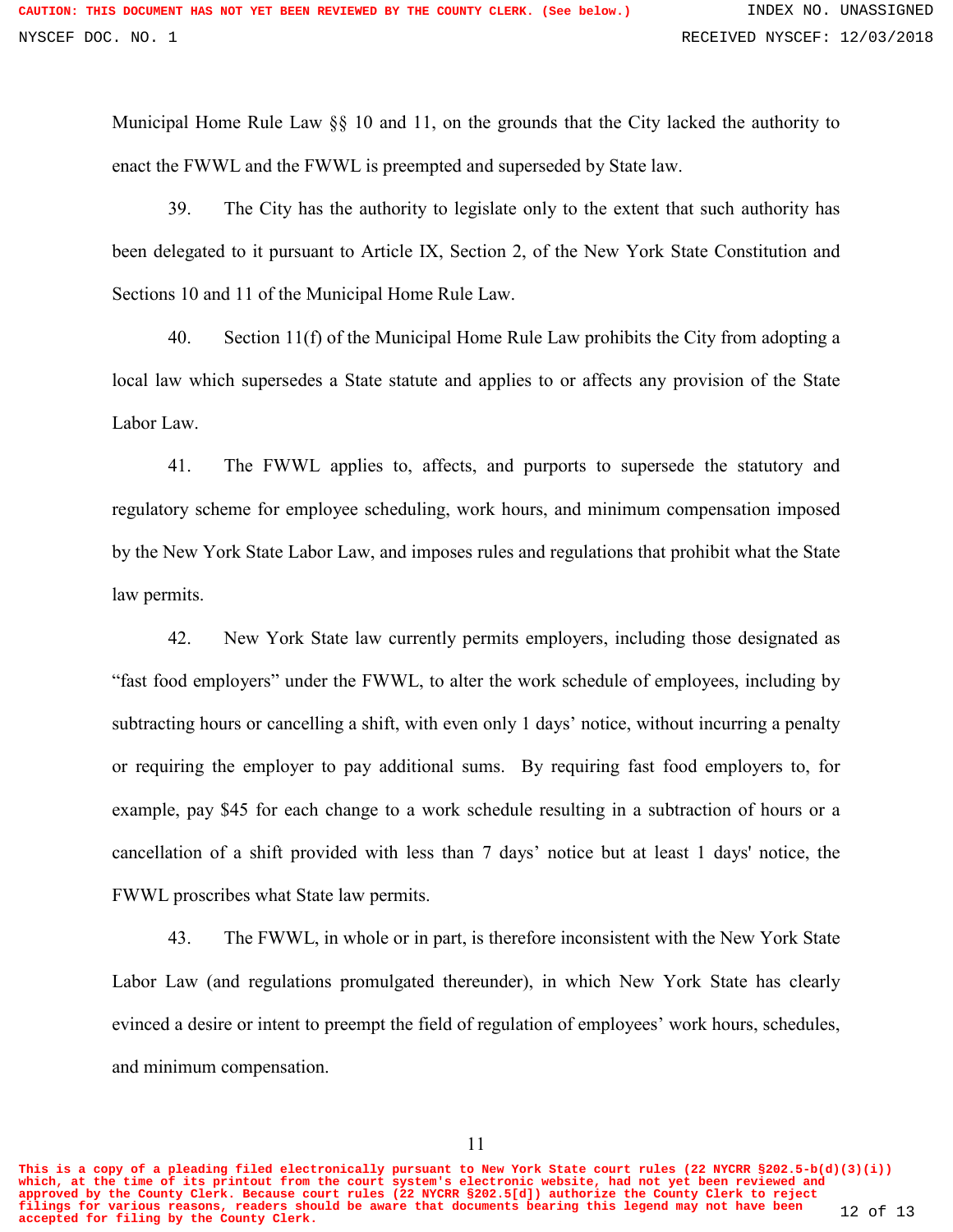Municipal Home Rule Law §§ 10 and 11, on the grounds that the City lacked the authority to enact the FWWL and the FWWL is preempted and superseded by State law.

39. The City has the authority to legislate only to the extent that such authority has been delegated to it pursuant to Article IX, Section 2, of the New York State Constitution and Sections 10 and 11 of the Municipal Home Rule Law.

40. Section 11(f) of the Municipal Home Rule Law prohibits the City from adopting a local law which supersedes a State statute and applies to or affects any provision of the State Labor Law.

41. The FWWL applies to, affects, and purports to supersede the statutory and regulatory scheme for employee scheduling, work hours, and minimum compensation imposed by the New York State Labor Law, and imposes rules and regulations that prohibit what the State law permits.

42. New York State law currently permits employers, including those designated as "fast food employers" under the FWWL, to alter the work schedule of employees, including by subtracting hours or cancelling a shift, with even only 1 days' notice, without incurring a penalty or requiring the employer to pay additional sums. By requiring fast food employers to, for example, pay $45 for each change to a work schedule resulting in a subtraction of hours or a cancellation of a shift provided with less than 7 days' notice but at least 1 days' notice, the FWWL proscribes what State law permits.

43. The FWWL, in whole or in part, is therefore inconsistent with the New York State Labor Law (and regulations promulgated thereunder), in which New York State has clearly evinced a desire or intent to preempt the field of regulation of employees' work hours, schedules, and minimum compensation.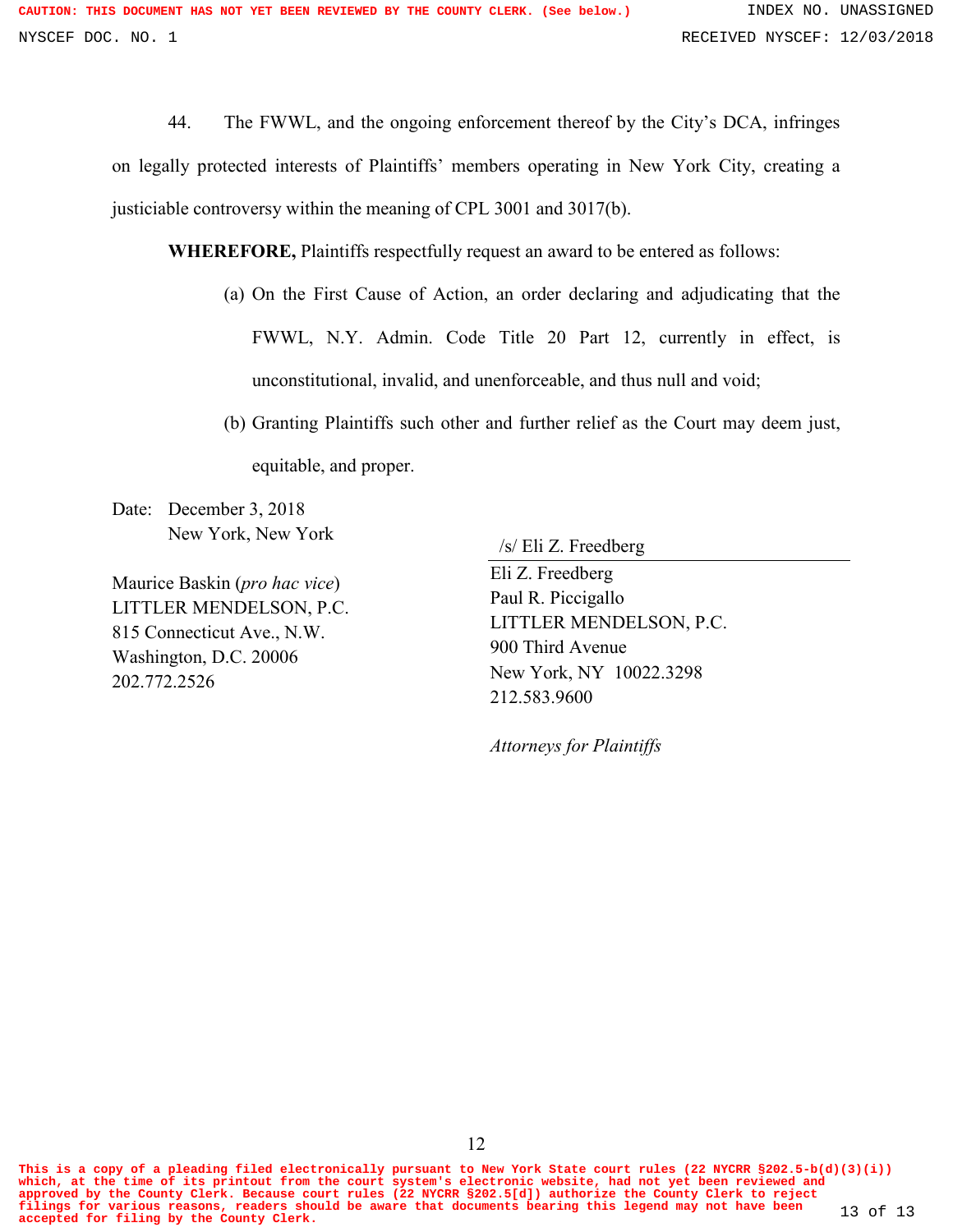44. The FWWL, and the ongoing enforcement thereof by the City's DCA, infringes on legally protected interests of Plaintiffs' members operating in New York City, creating a justiciable controversy within the meaning of CPL 3001 and 3017(b).

**WHEREFORE,** Plaintiffs respectfully request an award to be entered as follows:

(a) On the First Cause of Action, an order declaring and adjudicating that the FWWL, N.Y. Admin. Code Title 20 Part 12, currently in effect, is unconstitutional, invalid, and unenforceable, and thus null and void;

(b) Granting Plaintiffs such other and further relief as the Court may deem just, equitable, and proper.

Date: December 3, 2018
New York, New York

/s/ Eli Z. Freedberg

Eli Z. Freedberg
Paul R. Piccigallo
LITTLER MENDELSON, P.C.
900 Third Avenue
New York, NY 10022.3298
212.583.9600

*Attorneys for Plaintiffs*

Maurice Baskin (*pro hac vice*)
LITTLER MENDELSON, P.C.
815 Connecticut Ave., N.W.
Washington, D.C. 20006
202.772.2526